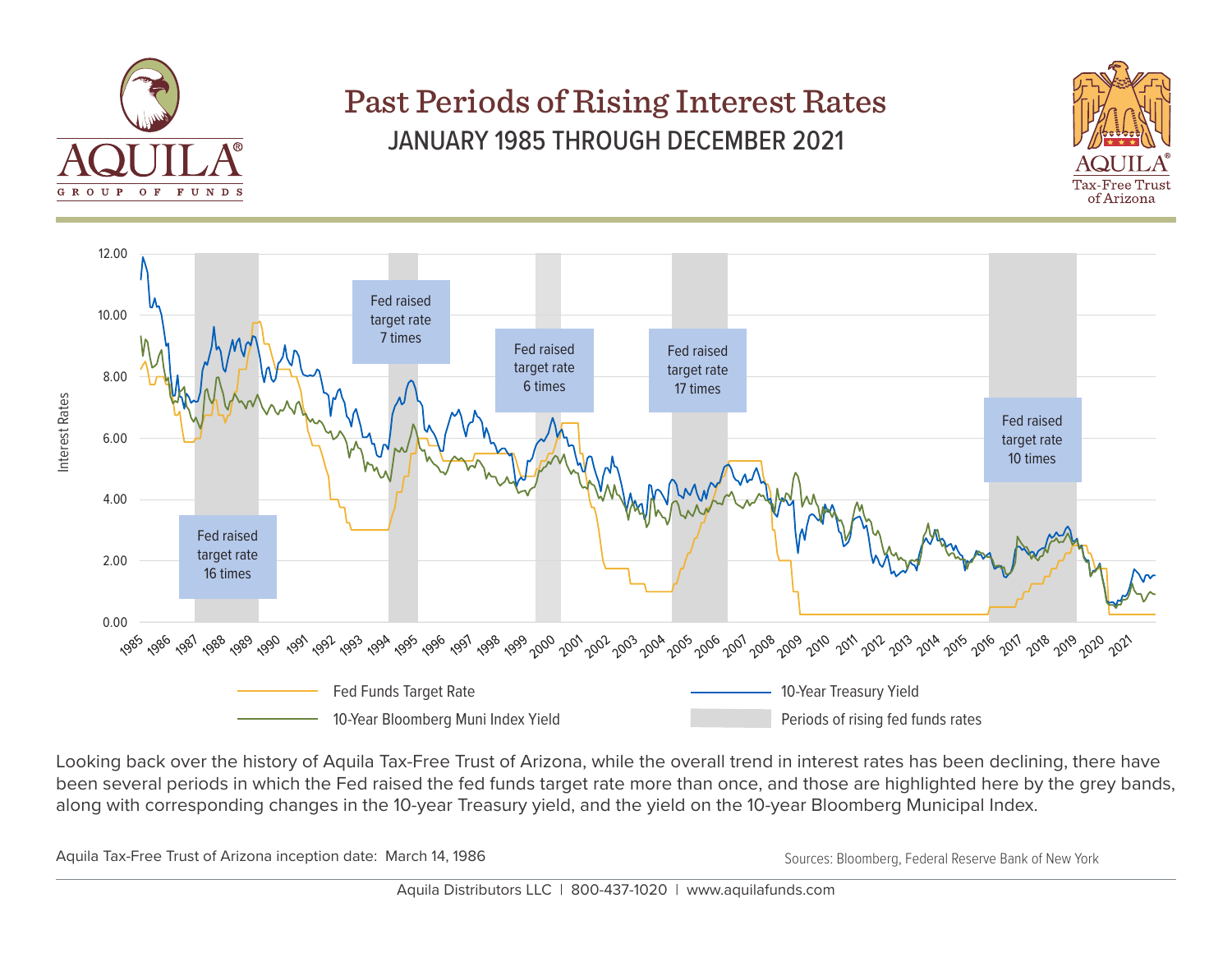# Past Periods of Rising Interest Rates

## JANUARY 1985 THROUGH DECEMBER 2021

Interest Rates

12.00
10.00
8.00
6.00
4.00
2.00
0.00

1985 1986 1987 1988 1989 1990 1991 1992 1993 1994 1995 1996 1997 1998 1999 2000 2001 2002 2003 2004 2005 2006 2007 2008 2009 2010 2011 2012 2013 2014 2015 2016 2017 2018 2019 2020 2021

Fed raised target rate 16 times

Fed raised target rate 7 times

Fed raised target rate 6 times

Fed raised target rate 17 times

Fed raised target rate 10 times

- Fed Funds Target Rate
- 10-Year Bloomberg Muni Index Yield
- 10-Year Treasury Yield
- Periods of rising fed funds rates

Looking back over the history of Aquila Tax-Free Trust of Arizona, while the overall trend in interest rates has been declining, there have been several periods in which the Fed raised the fed funds target rate more than once, and those are highlighted here by the grey bands, along with corresponding changes in the 10-year Treasury yield, and the yield on the 10-year Bloomberg Municipal Index.

Aquila Tax-Free Trust of Arizona inception date: March 14, 1986

Sources: Bloomberg, Federal Reserve Bank of New York

Aquila Distributors LLC | 800-437-1020 | www.aquilafunds.com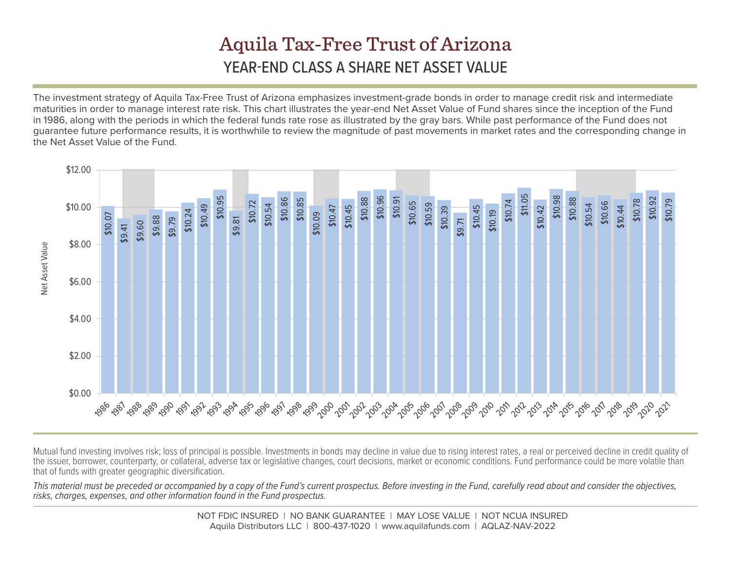# Aquila Tax-Free Trust of Arizona

## YEAR-END CLASS A SHARE NET ASSET VALUE

The investment strategy of Aquila Tax-Free Trust of Arizona emphasizes investment-grade bonds in order to manage credit risk and intermediate maturities in order to manage interest rate risk. This chart illustrates the year-end Net Asset Value of Fund shares since the inception of the Fund in 1986, along with the periods in which the federal funds rate rose as illustrated by the gray bars. While past performance of the Fund does not guarantee future performance results, it is worthwhile to review the magnitude of past movements in market rates and the corresponding change in the Net Asset Value of the Fund.

Net Asset Value

$12.00
$10.00
$8.00
$6.00
$4.00
$2.00
$0.00

1986 $10.07
1987 $9.41
1988 $9.60
1989 $9.88
1990 $9.79
1991 $10.24
1992 $10.49
1993 $10.95
1994 $9.81
1995 $10.72
1996 $10.54
1997 $10.86
1998 $10.85
1999 $10.09
2000 $10.47
2001 $10.45
2002 $10.88
2003 $10.96
2004 $10.91
2005 $10.65
2006 $10.59
2007 $10.39
2008 $9.71
2009 $10.45
2010 $10.19
2011 $10.74
2012 $11.05
2013 $10.42
2014 $10.98
2015 $10.88
2016 $10.54
2017 $10.66
2018 $10.44
2019 $10.78
2020 $10.92
2021 $10.79

Mutual fund investing involves risk; loss of principal is possible. Investments in bonds may decline in value due to rising interest rates, a real or perceived decline in credit quality of the issuer, borrower, counterparty, or collateral, adverse tax or legislative changes, court decisions, market or economic conditions. Fund performance could be more volatile than that of funds with greater geographic diversification.

*This material must be preceded or accompanied by a copy of the Fund's current prospectus. Before investing in the Fund, carefully read about and consider the objectives, risks, charges, expenses, and other information found in the Fund prospectus.*

NOT FDIC INSURED | NO BANK GUARANTEE | MAY LOSE VALUE | NOT NCUA INSURED
Aquila Distributors LLC | 800-437-1020 | www.aquilafunds.com | AQLAZ-NAV-2022